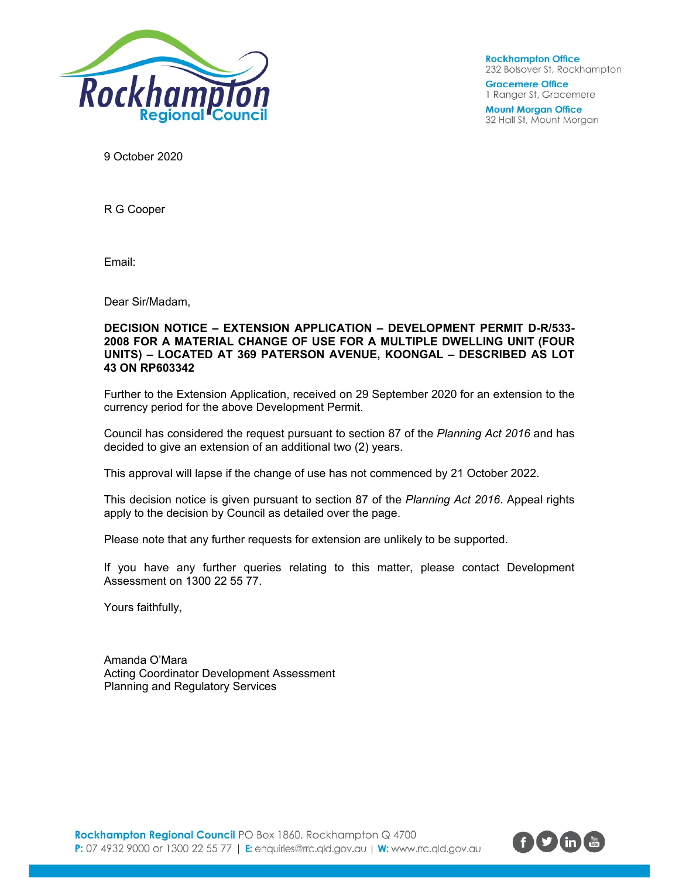Rockhampton Regional Council

**Rockhampton Office**
232 Bolsover St, Rockhampton

**Gracemere Office**
1 Ranger St, Gracemere

**Mount Morgan Office**
32 Hall St, Mount Morgan

9 October 2020

R G Cooper

Email:

Dear Sir/Madam,

**DECISION NOTICE – EXTENSION APPLICATION – DEVELOPMENT PERMIT D-R/533-2008 FOR A MATERIAL CHANGE OF USE FOR A MULTIPLE DWELLING UNIT (FOUR UNITS) – LOCATED AT 369 PATERSON AVENUE, KOONGAL – DESCRIBED AS LOT 43 ON RP603342**

Further to the Extension Application, received on 29 September 2020 for an extension to the currency period for the above Development Permit.

Council has considered the request pursuant to section 87 of the *Planning Act 2016* and has decided to give an extension of an additional two (2) years.

This approval will lapse if the change of use has not commenced by 21 October 2022.

This decision notice is given pursuant to section 87 of the *Planning Act 2016*. Appeal rights apply to the decision by Council as detailed over the page.

Please note that any further requests for extension are unlikely to be supported.

If you have any further queries relating to this matter, please contact Development Assessment on 1300 22 55 77.

Yours faithfully,

Amanda O'Mara
Acting Coordinator Development Assessment
Planning and Regulatory Services

**Rockhampton Regional Council** PO Box 1860, Rockhampton Q 4700
**P:** 07 4932 9000 or 1300 22 55 77 | **E:** enquiries@rrc.qld.gov.au | **W:** www.rrc.qld.gov.au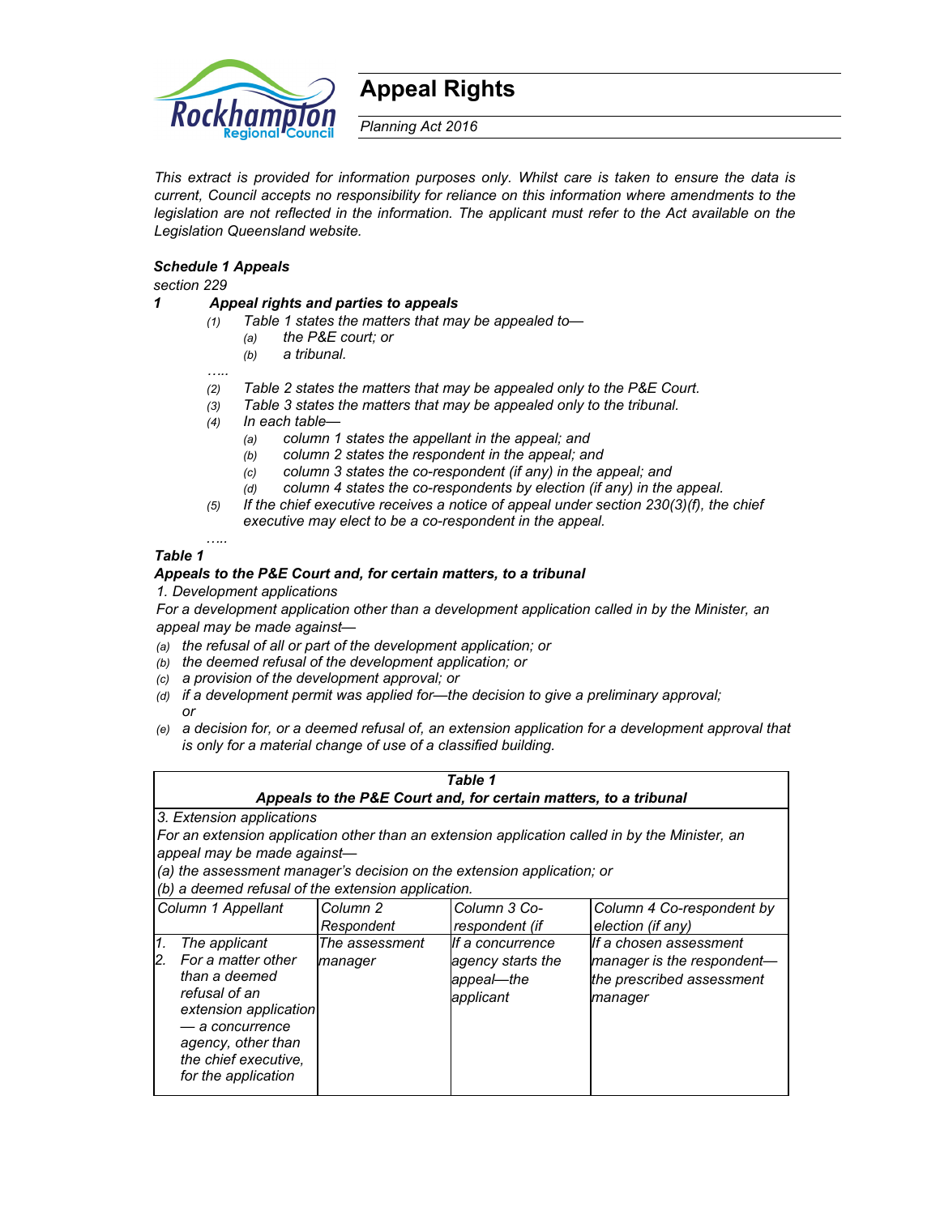# Appeal Rights

*Planning Act 2016*

*This extract is provided for information purposes only. Whilst care is taken to ensure the data is current, Council accepts no responsibility for reliance on this information where amendments to the legislation are not reflected in the information. The applicant must refer to the Act available on the Legislation Queensland website.*

***Schedule 1 Appeals***

*section 229*

***1 Appeal rights and parties to appeals***

- *(1)* *Table 1 states the matters that may be appealed to—*
  - *(a)* *the P&E court; or*
  - *(b)* *a tribunal.*

*…..*

- *(2)* *Table 2 states the matters that may be appealed only to the P&E Court.*
- *(3)* *Table 3 states the matters that may be appealed only to the tribunal.*
- *(4)* *In each table—*
  - *(a)* *column 1 states the appellant in the appeal; and*
  - *(b)* *column 2 states the respondent in the appeal; and*
  - *(c)* *column 3 states the co-respondent (if any) in the appeal; and*
  - *(d)* *column 4 states the co-respondents by election (if any) in the appeal.*
- *(5)* *If the chief executive receives a notice of appeal under section 230(3)(f), the chief executive may elect to be a co-respondent in the appeal.*

*…..*

***Table 1***

***Appeals to the P&E Court and, for certain matters, to a tribunal***

*1. Development applications*

*For a development application other than a development application called in by the Minister, an appeal may be made against—*

- *(a)* *the refusal of all or part of the development application; or*
- *(b)* *the deemed refusal of the development application; or*
- *(c)* *a provision of the development approval; or*
- *(d)* *if a development permit was applied for—the decision to give a preliminary approval; or*
- *(e)* *a decision for, or a deemed refusal of, an extension application for a development approval that is only for a material change of use of a classified building.*

***Table 1***

***Appeals to the P&E Court and, for certain matters, to a tribunal***

*3. Extension applications*

*For an extension application other than an extension application called in by the Minister, an appeal may be made against—*

*(a) the assessment manager's decision on the extension application; or*

*(b) a deemed refusal of the extension application.*

| *Column 1 Appellant* | *Column 2 Respondent* | *Column 3 Co-respondent (if* | *Column 4 Co-respondent by election (if any)* |
|---|---|---|---|
| *1. The applicant*<br>*2. For a matter other than a deemed refusal of an extension application — a concurrence agency, other than the chief executive, for the application* | *The assessment manager* | *If a concurrence agency starts the appeal—the applicant* | *If a chosen assessment manager is the respondent—the prescribed assessment manager* |